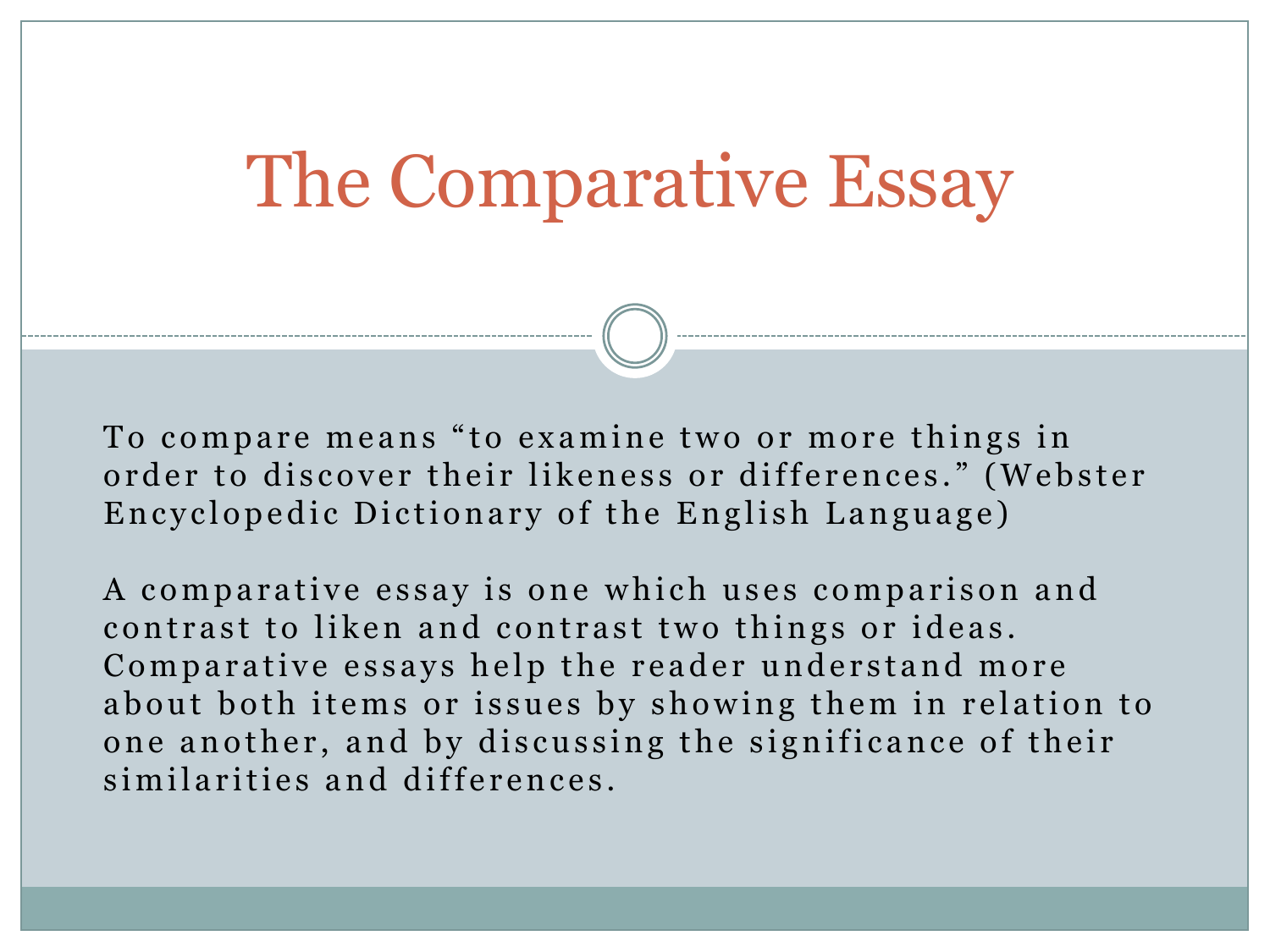# The Comparative Essay

To compare means "to examine two or more things in order to discover their likeness or differences." (Webster Encyclopedic Dictionary of the English Language)

A comparative essay is one which uses comparison and contrast to liken and contrast two things or ideas. Comparative essays help the reader understand more about both items or issues by showing them in relation to one another, and by discussing the significance of their similarities and differences.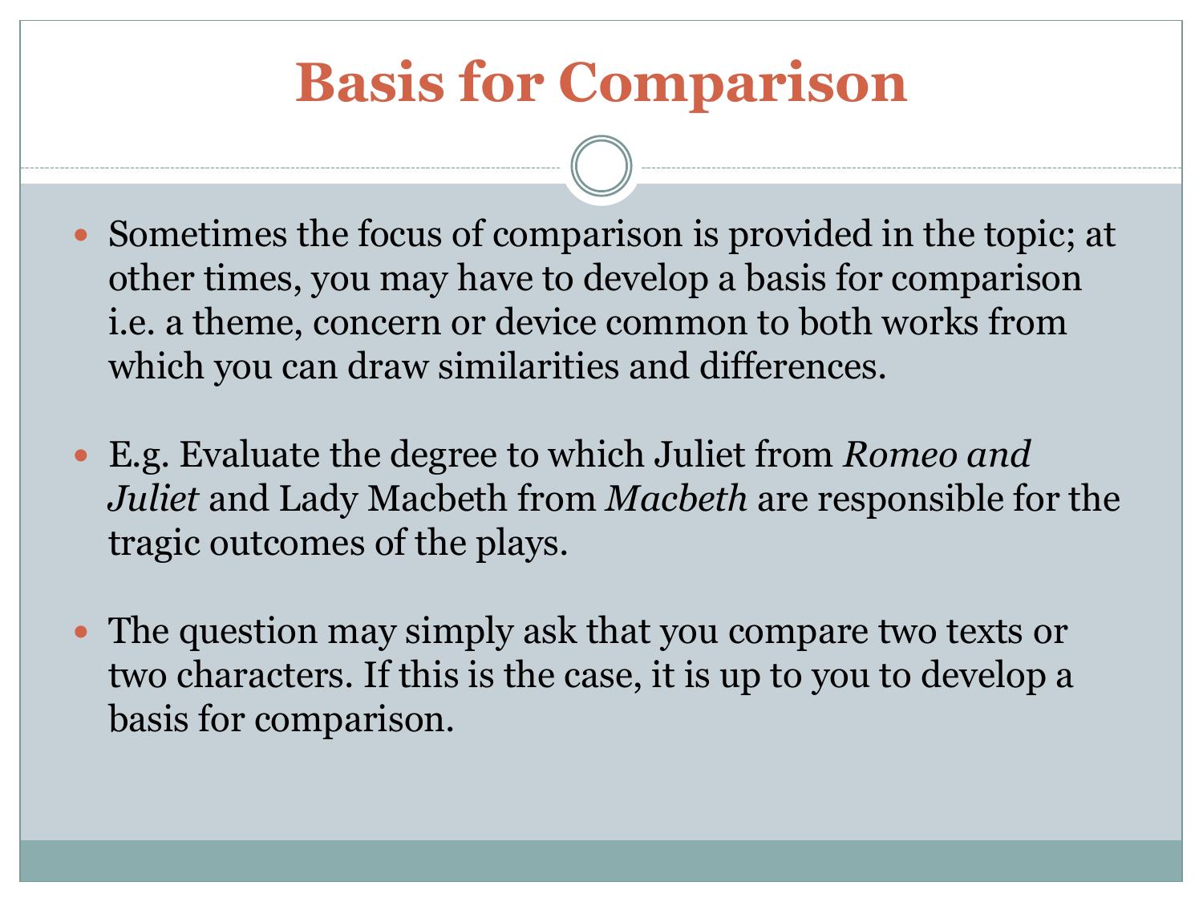# Basis for Comparison

- Sometimes the focus of comparison is provided in the topic; at other times, you may have to develop a basis for comparison i.e. a theme, concern or device common to both works from which you can draw similarities and differences.

- E.g. Evaluate the degree to which Juliet from *Romeo and Juliet* and Lady Macbeth from *Macbeth* are responsible for the tragic outcomes of the plays.

- The question may simply ask that you compare two texts or two characters. If this is the case, it is up to you to develop a basis for comparison.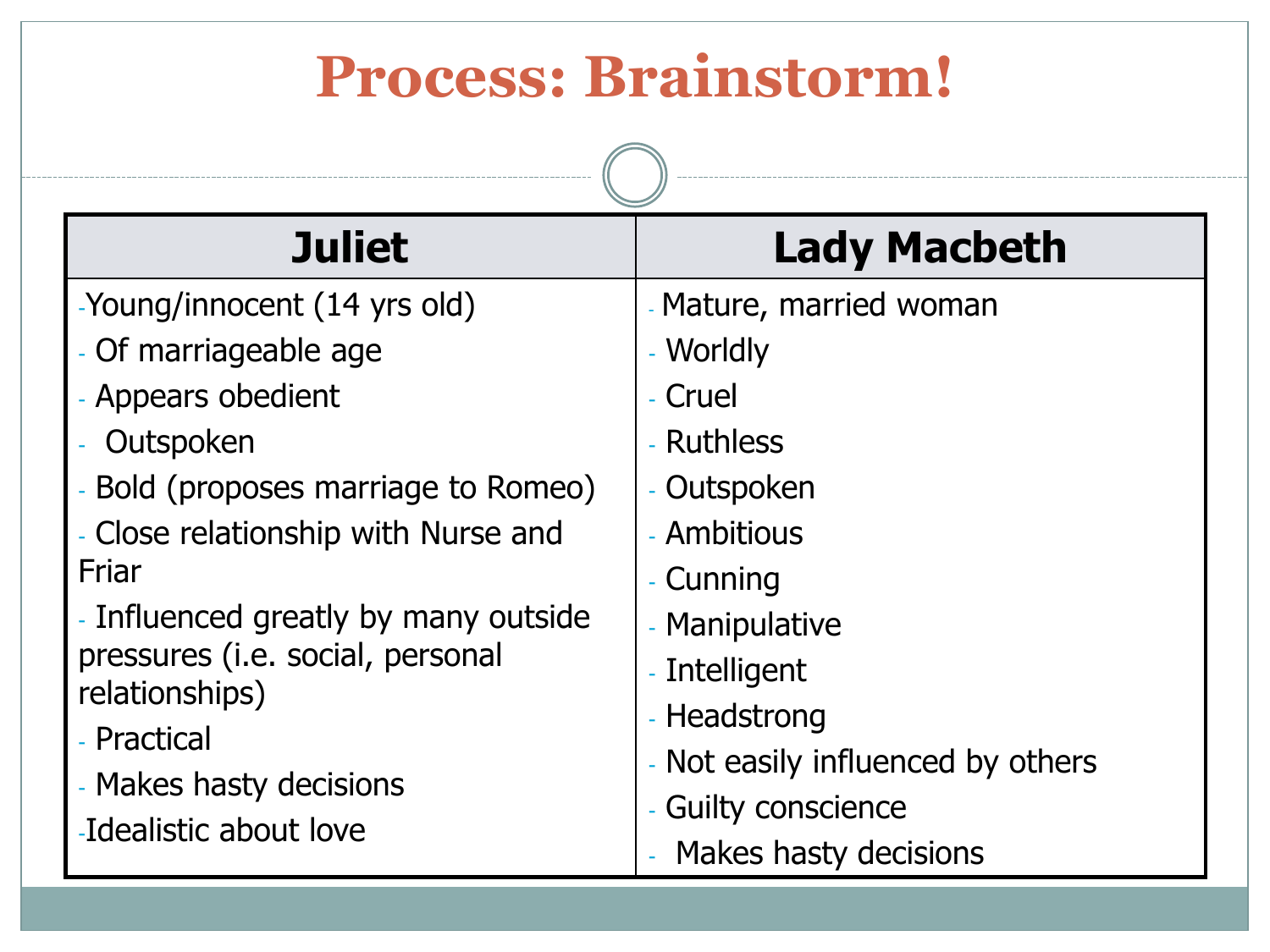# Process: Brainstorm!

| Juliet | Lady Macbeth |
|---|---|
| - Young/innocent (14 yrs old)<br>- Of marriageable age<br>- Appears obedient<br>- Outspoken<br>- Bold (proposes marriage to Romeo)<br>- Close relationship with Nurse and Friar<br>- Influenced greatly by many outside pressures (i.e. social, personal relationships)<br>- Practical<br>- Makes hasty decisions<br>- Idealistic about love | - Mature, married woman<br>- Worldly<br>- Cruel<br>- Ruthless<br>- Outspoken<br>- Ambitious<br>- Cunning<br>- Manipulative<br>- Intelligent<br>- Headstrong<br>- Not easily influenced by others<br>- Guilty conscience<br>- Makes hasty decisions |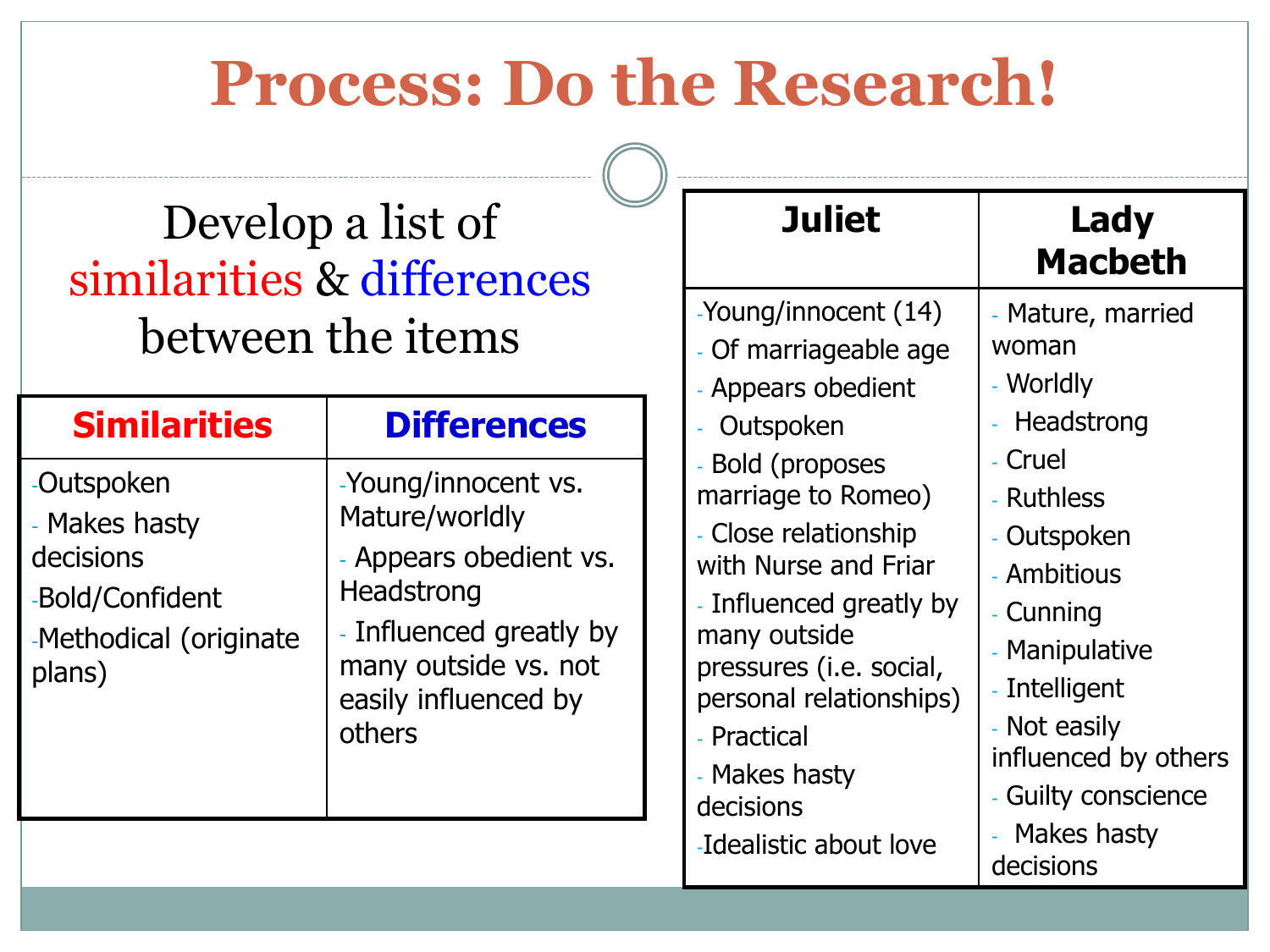# Process: Do the Research!

Develop a list of similarities & differences between the items

| Similarities | Differences |
|---|---|
| -Outspoken<br>- Makes hasty decisions<br>-Bold/Confident<br>-Methodical (originate plans) | -Young/innocent vs. Mature/worldly<br>- Appears obedient vs. Headstrong<br>- Influenced greatly by many outside vs. not easily influenced by others |

| Juliet | Lady Macbeth |
|---|---|
| -Young/innocent (14)<br>- Of marriageable age<br>- Appears obedient<br>- Outspoken<br>- Bold (proposes marriage to Romeo)<br>- Close relationship with Nurse and Friar<br>- Influenced greatly by many outside pressures (i.e. social, personal relationships)<br>- Practical<br>- Makes hasty decisions<br>-Idealistic about love | - Mature, married woman<br>- Worldly<br>- Headstrong<br>- Cruel<br>- Ruthless<br>- Outspoken<br>- Ambitious<br>- Cunning<br>- Manipulative<br>- Intelligent<br>- Not easily influenced by others<br>- Guilty conscience<br>- Makes hasty decisions |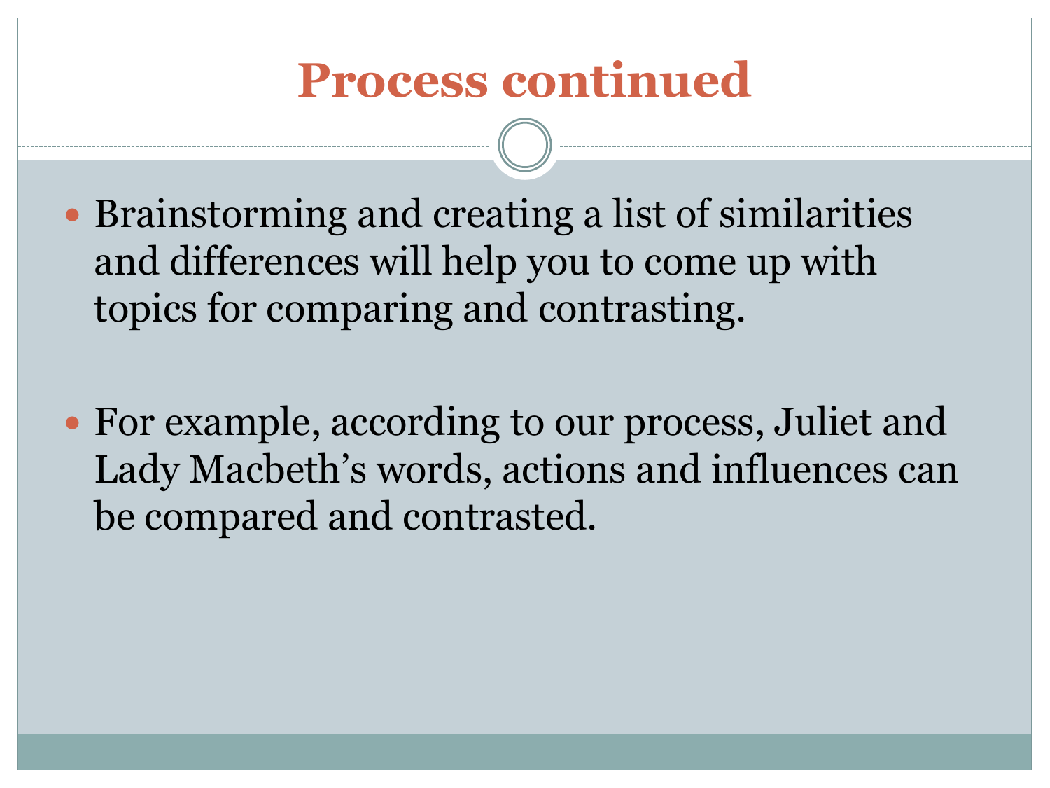# Process continued

- Brainstorming and creating a list of similarities and differences will help you to come up with topics for comparing and contrasting.

- For example, according to our process, Juliet and Lady Macbeth's words, actions and influences can be compared and contrasted.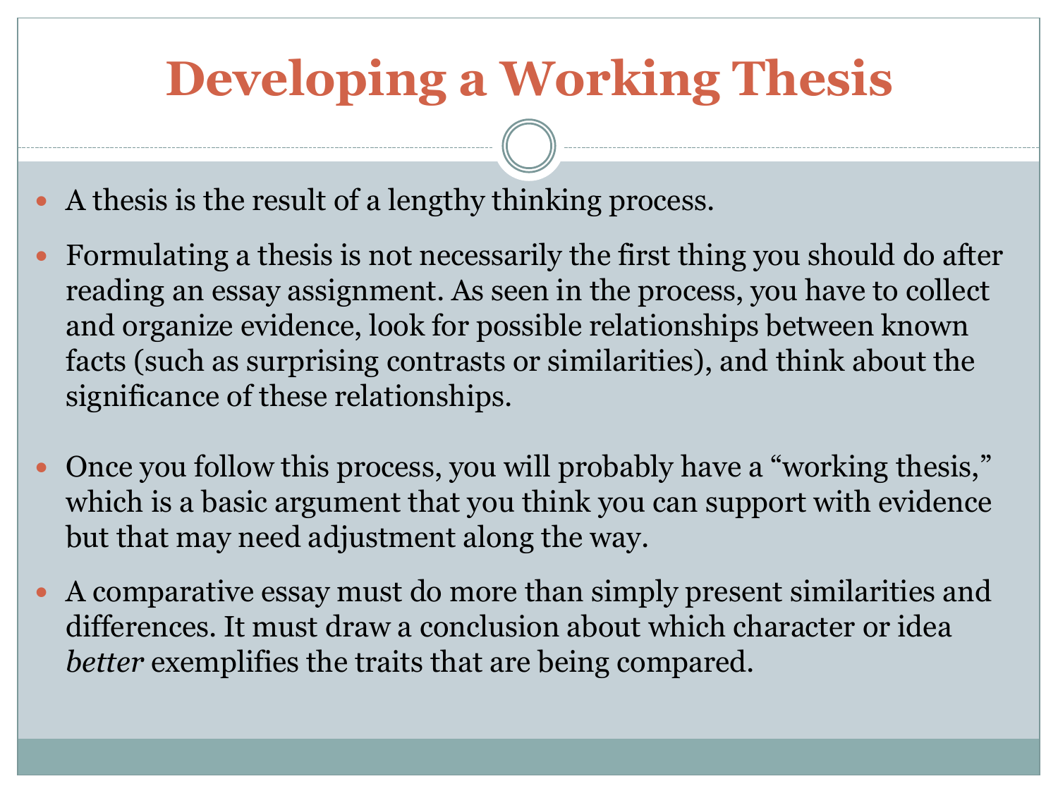# Developing a Working Thesis

- A thesis is the result of a lengthy thinking process.
- Formulating a thesis is not necessarily the first thing you should do after reading an essay assignment. As seen in the process, you have to collect and organize evidence, look for possible relationships between known facts (such as surprising contrasts or similarities), and think about the significance of these relationships.
- Once you follow this process, you will probably have a "working thesis," which is a basic argument that you think you can support with evidence but that may need adjustment along the way.
- A comparative essay must do more than simply present similarities and differences. It must draw a conclusion about which character or idea *better* exemplifies the traits that are being compared.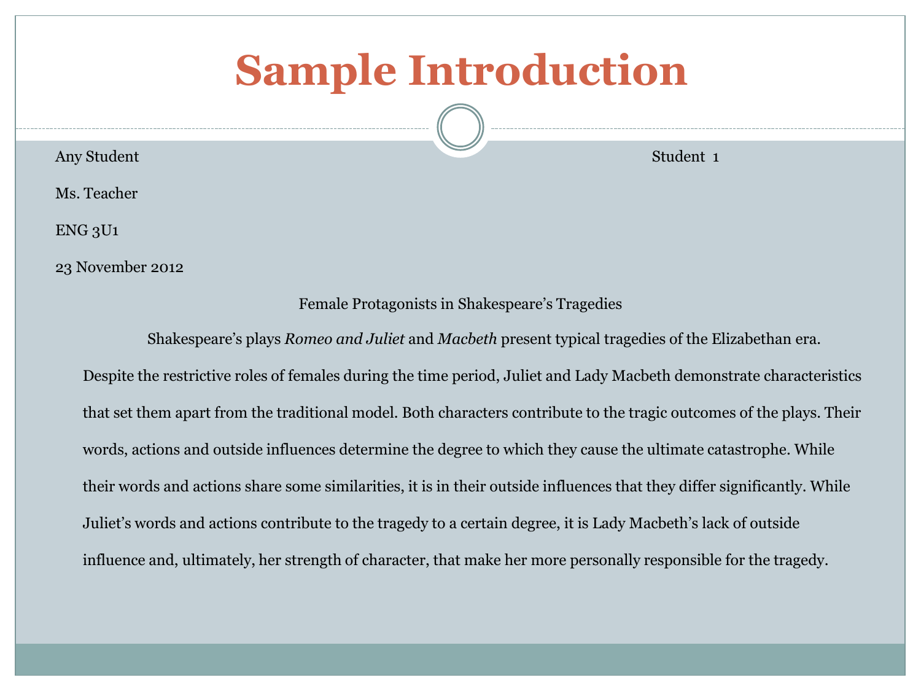# Sample Introduction

Any Student

Ms. Teacher

ENG 3U1

23 November 2012

Female Protagonists in Shakespeare's Tragedies

Shakespeare's plays *Romeo and Juliet* and *Macbeth* present typical tragedies of the Elizabethan era. Despite the restrictive roles of females during the time period, Juliet and Lady Macbeth demonstrate characteristics that set them apart from the traditional model. Both characters contribute to the tragic outcomes of the plays. Their words, actions and outside influences determine the degree to which they cause the ultimate catastrophe. While their words and actions share some similarities, it is in their outside influences that they differ significantly. While Juliet's words and actions contribute to the tragedy to a certain degree, it is Lady Macbeth's lack of outside influence and, ultimately, her strength of character, that make her more personally responsible for the tragedy.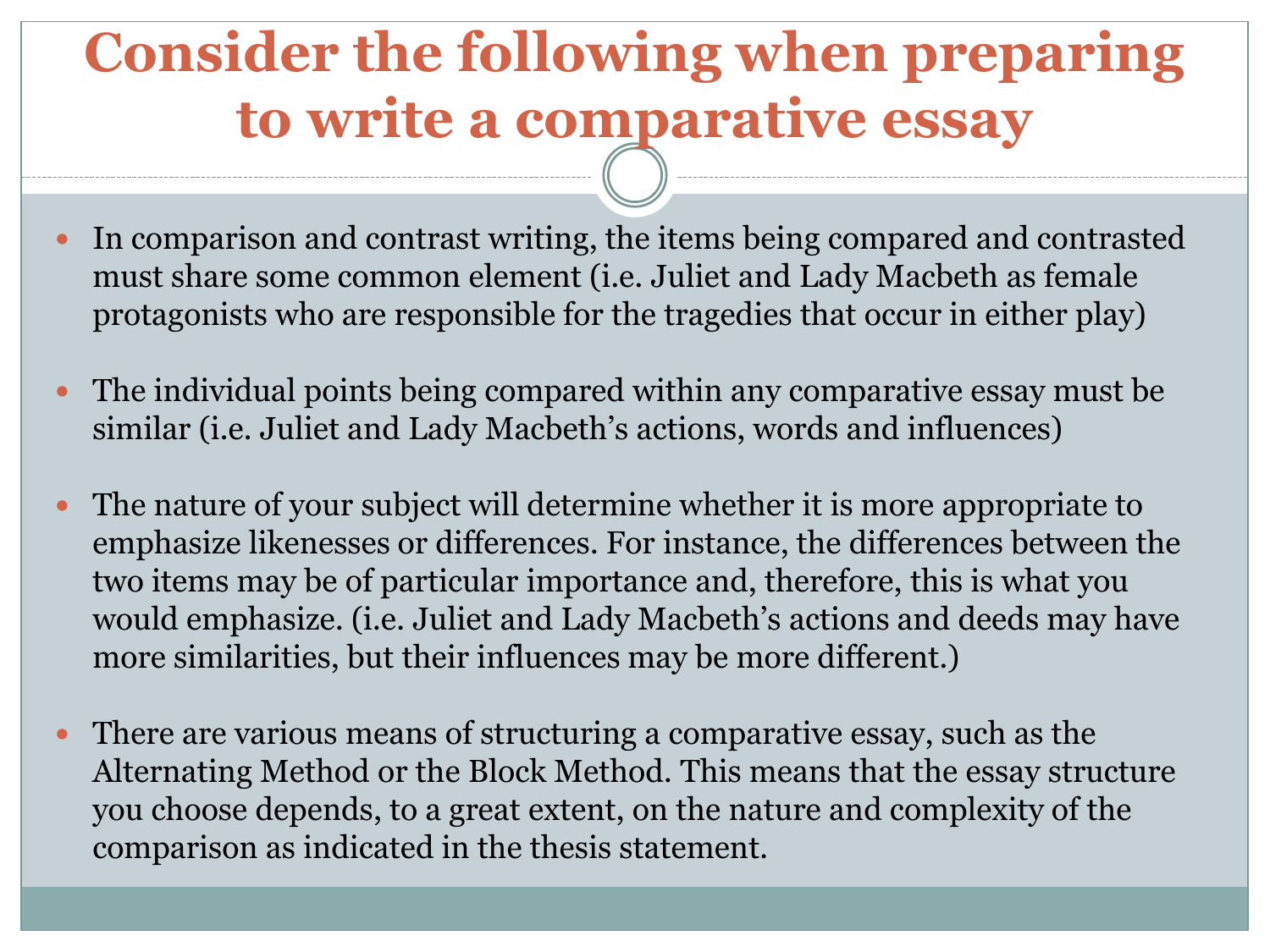# Consider the following when preparing to write a comparative essay

- In comparison and contrast writing, the items being compared and contrasted must share some common element (i.e. Juliet and Lady Macbeth as female protagonists who are responsible for the tragedies that occur in either play)

- The individual points being compared within any comparative essay must be similar (i.e. Juliet and Lady Macbeth's actions, words and influences)

- The nature of your subject will determine whether it is more appropriate to emphasize likenesses or differences. For instance, the differences between the two items may be of particular importance and, therefore, this is what you would emphasize. (i.e. Juliet and Lady Macbeth's actions and deeds may have more similarities, but their influences may be more different.)

- There are various means of structuring a comparative essay, such as the Alternating Method or the Block Method. This means that the essay structure you choose depends, to a great extent, on the nature and complexity of the comparison as indicated in the thesis statement.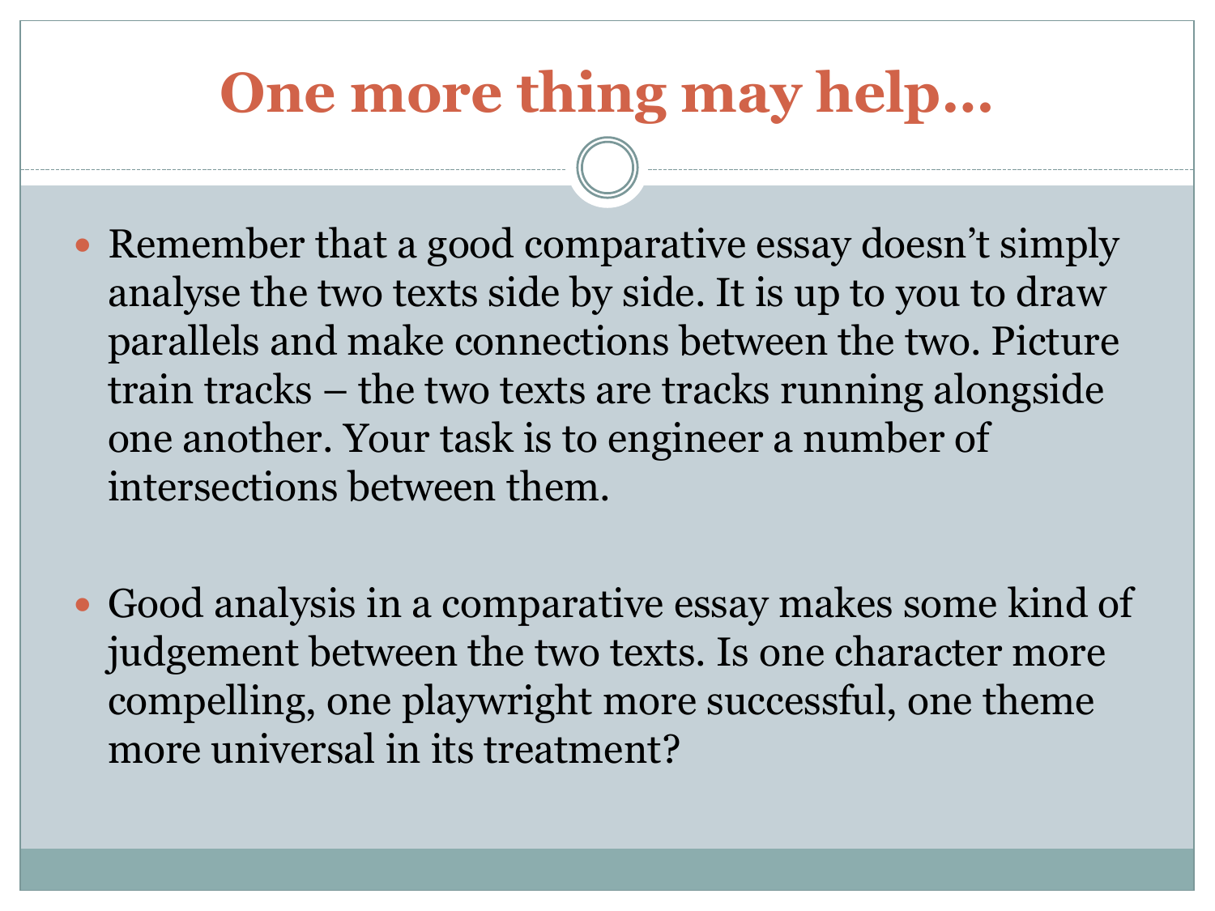# One more thing may help…

- Remember that a good comparative essay doesn't simply analyse the two texts side by side. It is up to you to draw parallels and make connections between the two. Picture train tracks – the two texts are tracks running alongside one another. Your task is to engineer a number of intersections between them.

- Good analysis in a comparative essay makes some kind of judgement between the two texts. Is one character more compelling, one playwright more successful, one theme more universal in its treatment?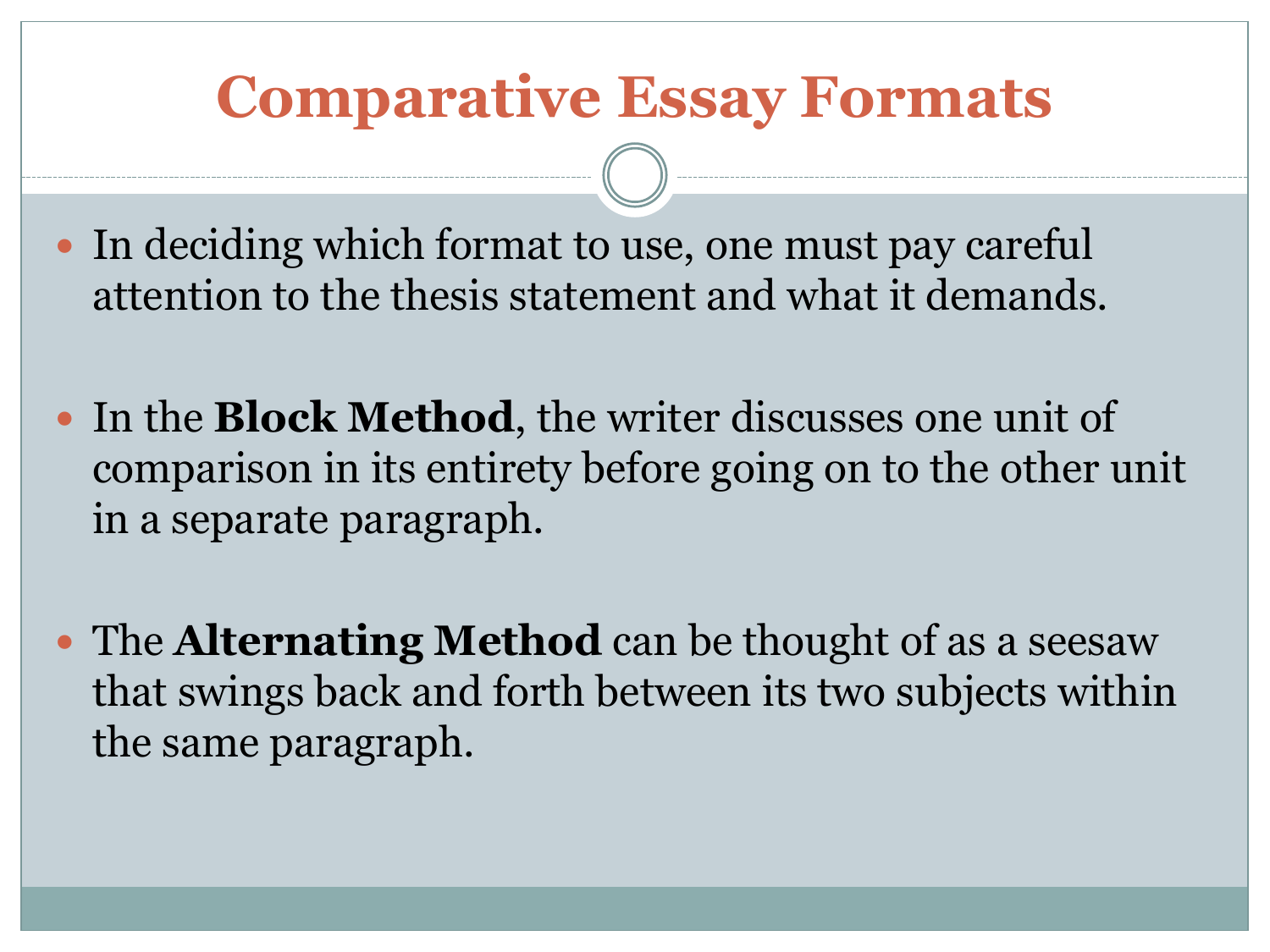# Comparative Essay Formats

- In deciding which format to use, one must pay careful attention to the thesis statement and what it demands.

- In the **Block Method**, the writer discusses one unit of comparison in its entirety before going on to the other unit in a separate paragraph.

- The **Alternating Method** can be thought of as a seesaw that swings back and forth between its two subjects within the same paragraph.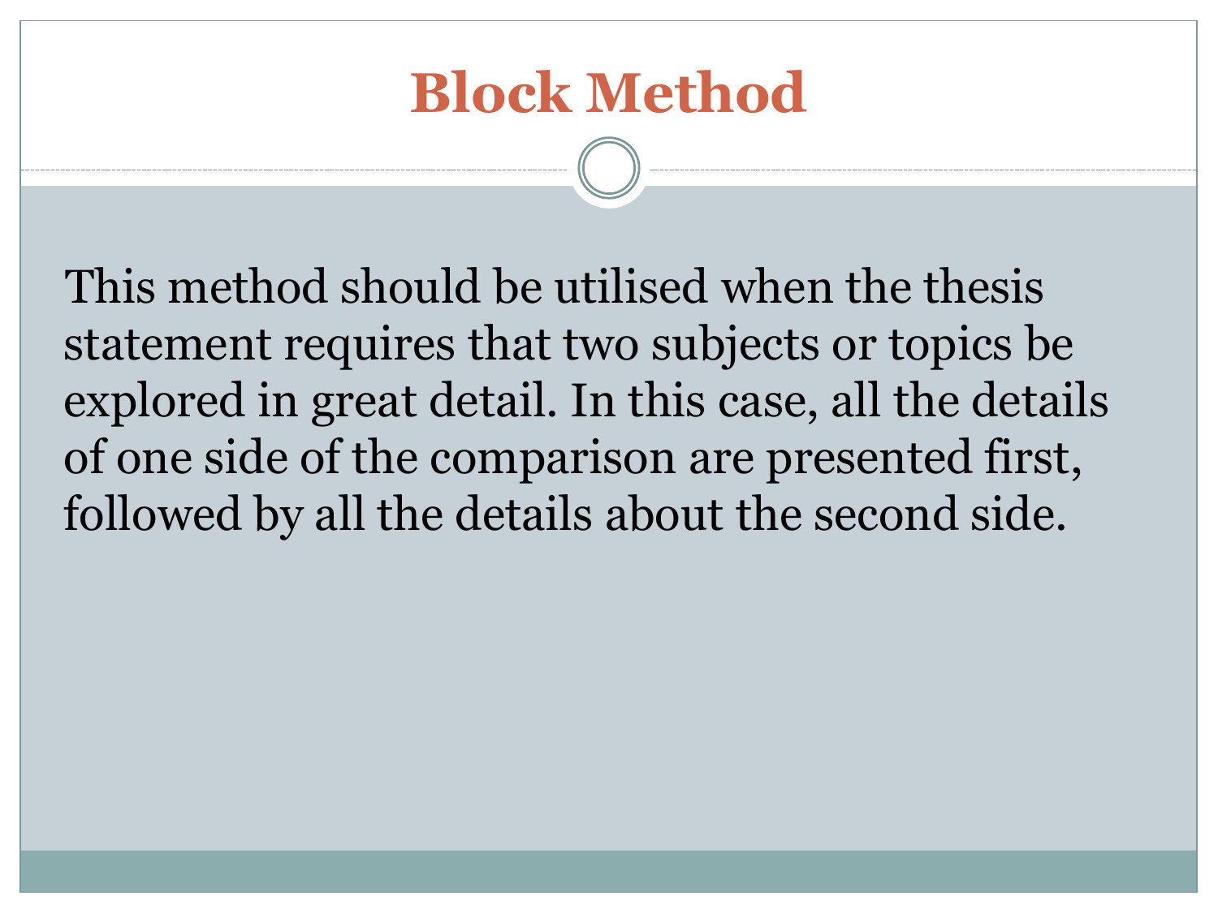# Block Method

This method should be utilised when the thesis statement requires that two subjects or topics be explored in great detail. In this case, all the details of one side of the comparison are presented first, followed by all the details about the second side.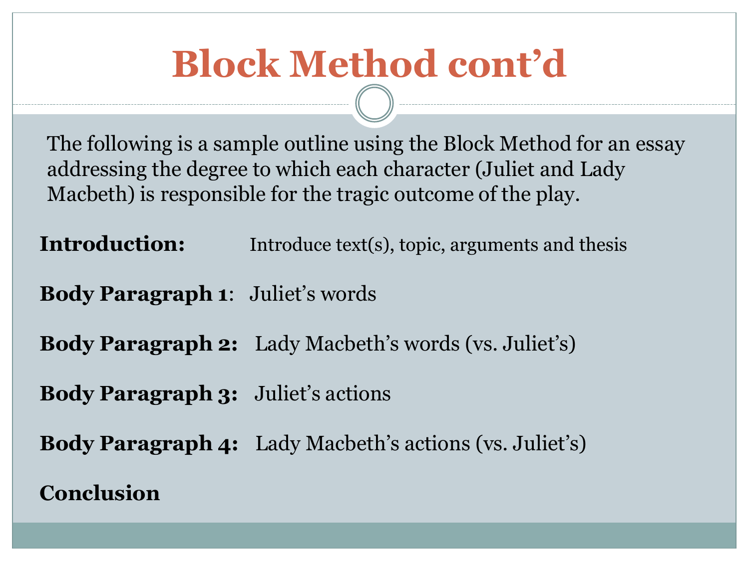# Block Method cont'd

The following is a sample outline using the Block Method for an essay addressing the degree to which each character (Juliet and Lady Macbeth) is responsible for the tragic outcome of the play.

**Introduction:** Introduce text(s), topic, arguments and thesis

**Body Paragraph 1**: Juliet's words

**Body Paragraph 2:** Lady Macbeth's words (vs. Juliet's)

**Body Paragraph 3:** Juliet's actions

**Body Paragraph 4:** Lady Macbeth's actions (vs. Juliet's)

**Conclusion**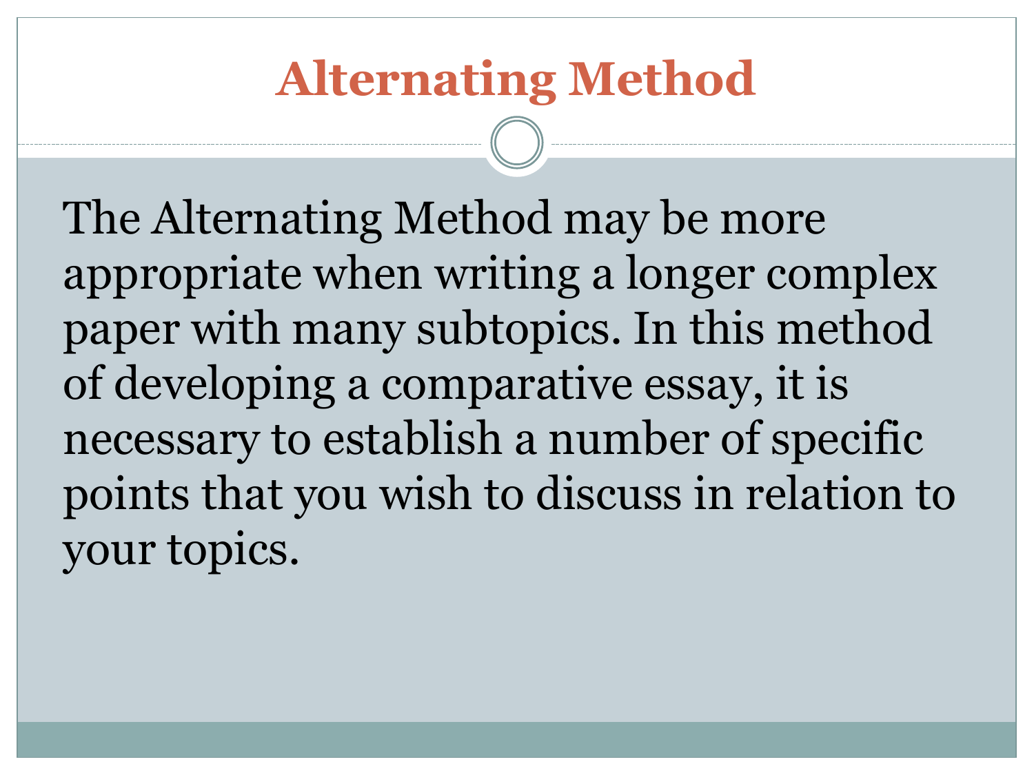# Alternating Method

The Alternating Method may be more appropriate when writing a longer complex paper with many subtopics. In this method of developing a comparative essay, it is necessary to establish a number of specific points that you wish to discuss in relation to your topics.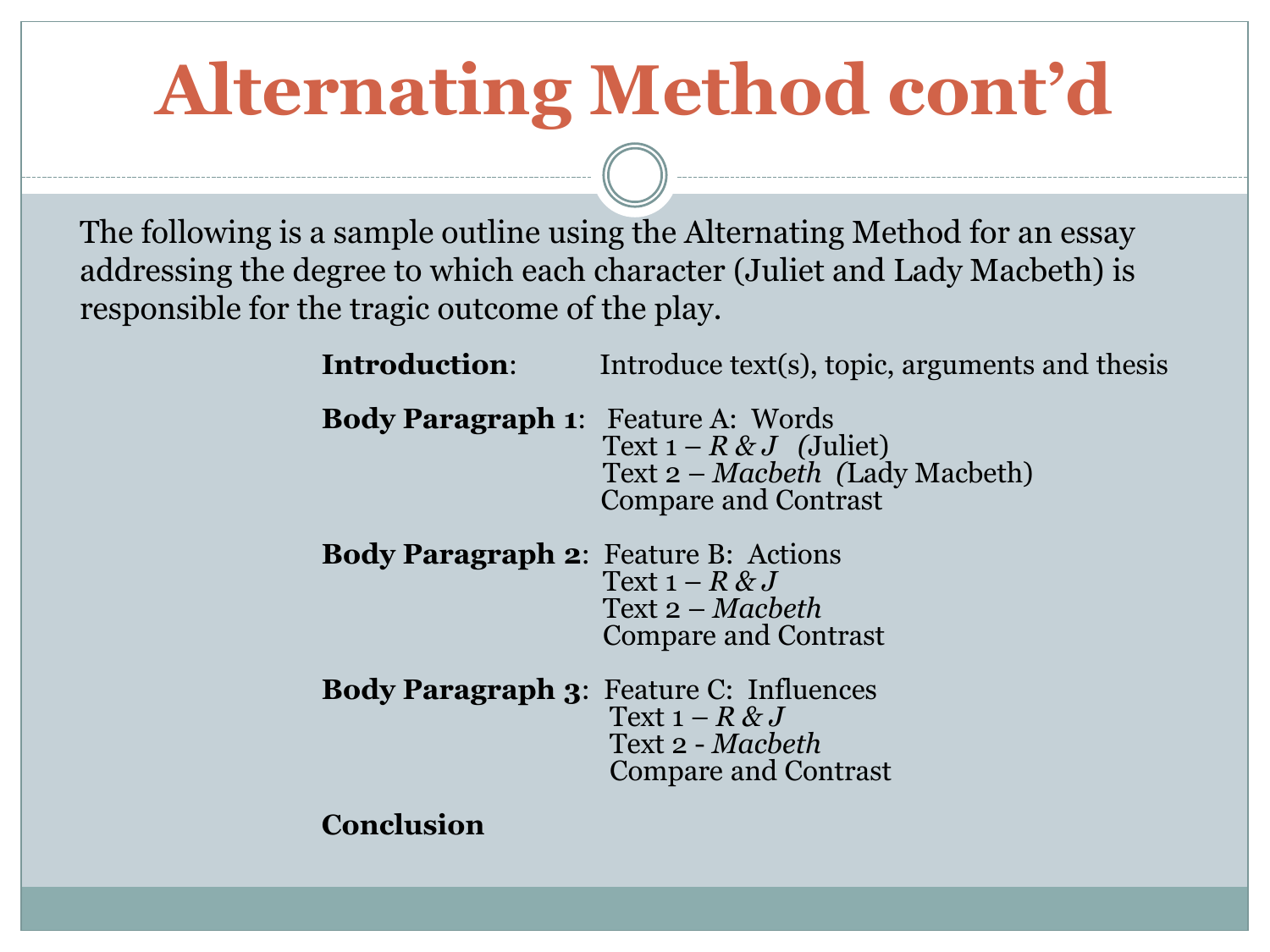# Alternating Method cont'd

The following is a sample outline using the Alternating Method for an essay addressing the degree to which each character (Juliet and Lady Macbeth) is responsible for the tragic outcome of the play.

**Introduction**: Introduce text(s), topic, arguments and thesis

**Body Paragraph 1**: Feature A: Words
- Text 1 – *R & J* (Juliet)
- Text 2 – *Macbeth* (Lady Macbeth)
- Compare and Contrast

**Body Paragraph 2**: Feature B: Actions
- Text 1 – *R & J*
- Text 2 – *Macbeth*
- Compare and Contrast

**Body Paragraph 3**: Feature C: Influences
- Text 1 – *R & J*
- Text 2 - *Macbeth*
- Compare and Contrast

**Conclusion**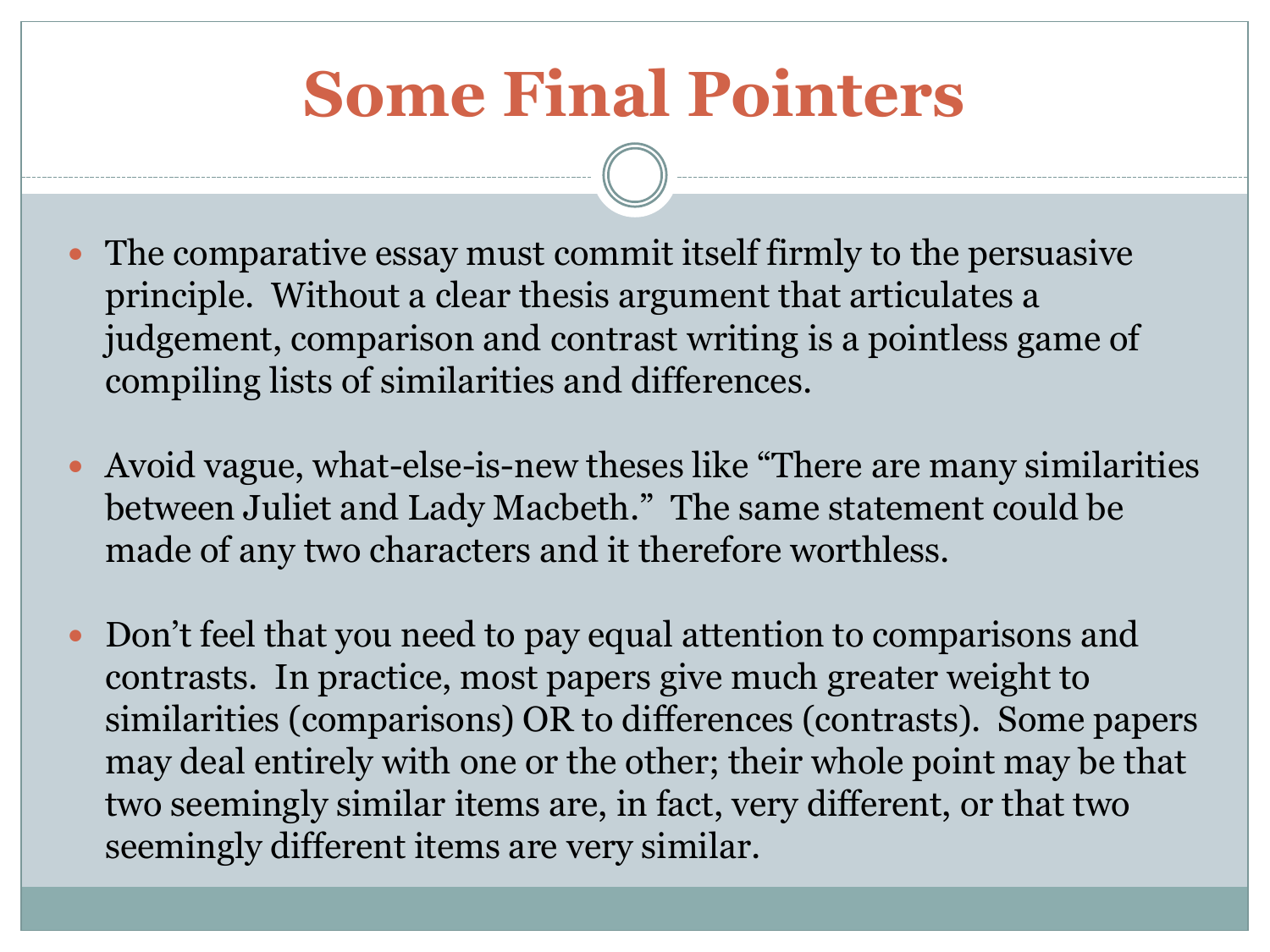# Some Final Pointers

- The comparative essay must commit itself firmly to the persuasive principle.  Without a clear thesis argument that articulates a judgement, comparison and contrast writing is a pointless game of compiling lists of similarities and differences.

- Avoid vague, what-else-is-new theses like "There are many similarities between Juliet and Lady Macbeth."  The same statement could be made of any two characters and it therefore worthless.

- Don't feel that you need to pay equal attention to comparisons and contrasts.  In practice, most papers give much greater weight to similarities (comparisons) OR to differences (contrasts).  Some papers may deal entirely with one or the other; their whole point may be that two seemingly similar items are, in fact, very different, or that two seemingly different items are very similar.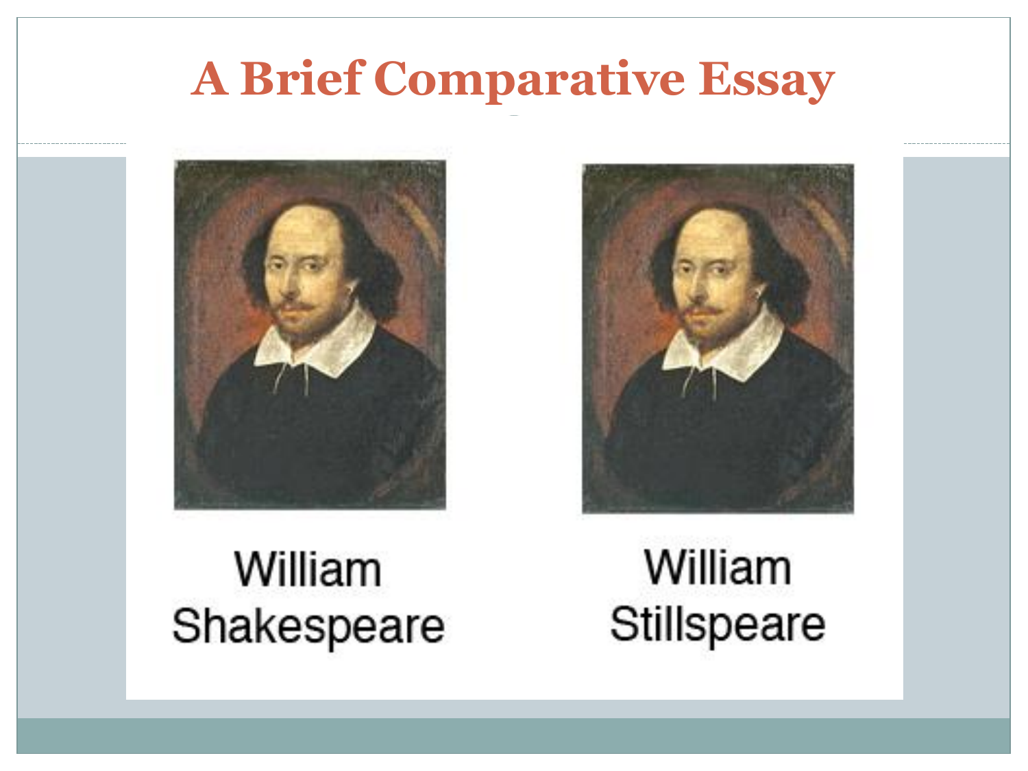# A Brief Comparative Essay

William Shakespeare

William Stillspeare